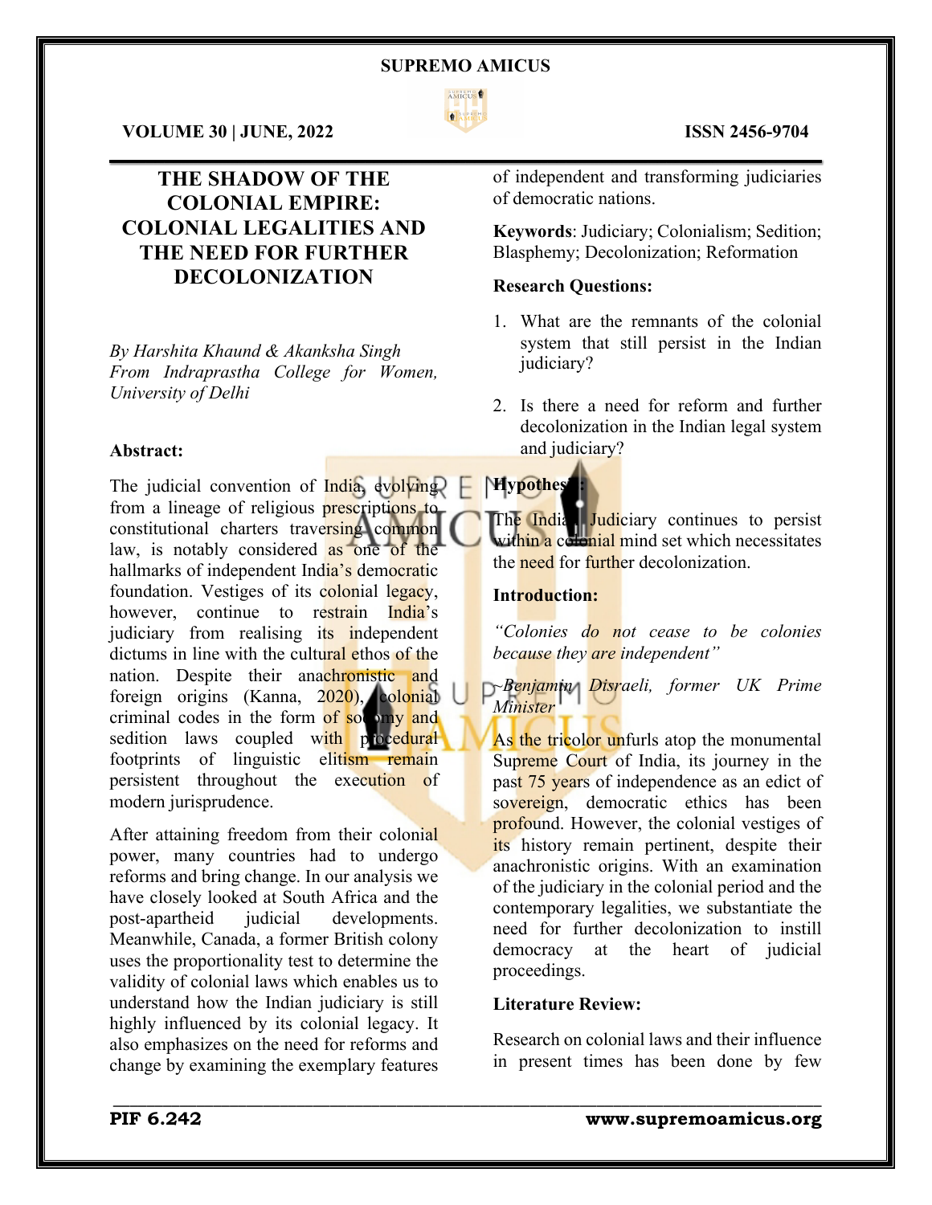# THE SHADOW OF THE COLONIAL EMPIRE: COLONIAL LEGALITIES AND THE NEED FOR FURTHER DECOLONIZATION

*By Harshita Khaund & Akanksha Singh*
*From Indraprastha College for Women, University of Delhi*

**Abstract:**

The judicial convention of India, evolving from a lineage of religious prescriptions to constitutional charters traversing common law, is notably considered as one of the hallmarks of independent India's democratic foundation. Vestiges of its colonial legacy, however, continue to restrain India's judiciary from realising its independent dictums in line with the cultural ethos of the nation. Despite their anachronistic and foreign origins (Kanna, 2020), colonial criminal codes in the form of sodomy and sedition laws coupled with procedural footprints of linguistic elitism remain persistent throughout the execution of modern jurisprudence.

After attaining freedom from their colonial power, many countries had to undergo reforms and bring change. In our analysis we have closely looked at South Africa and the post-apartheid judicial developments. Meanwhile, Canada, a former British colony uses the proportionality test to determine the validity of colonial laws which enables us to understand how the Indian judiciary is still highly influenced by its colonial legacy. It also emphasizes on the need for reforms and change by examining the exemplary features of independent and transforming judiciaries of democratic nations.

**Keywords**: Judiciary; Colonialism; Sedition; Blasphemy; Decolonization; Reformation

**Research Questions:**

1. What are the remnants of the colonial system that still persist in the Indian judiciary?
2. Is there a need for reform and further decolonization in the Indian legal system and judiciary?

**Hypothesis:**

The Indian Judiciary continues to persist within a colonial mind set which necessitates the need for further decolonization.

**Introduction:**

*"Colonies do not cease to be colonies because they are independent"*

*~Benjamin Disraeli, former UK Prime Minister*

As the tricolor unfurls atop the monumental Supreme Court of India, its journey in the past 75 years of independence as an edict of sovereign, democratic ethics has been profound. However, the colonial vestiges of its history remain pertinent, despite their anachronistic origins. With an examination of the judiciary in the colonial period and the contemporary legalities, we substantiate the need for further decolonization to instill democracy at the heart of judicial proceedings.

**Literature Review:**

Research on colonial laws and their influence in present times has been done by few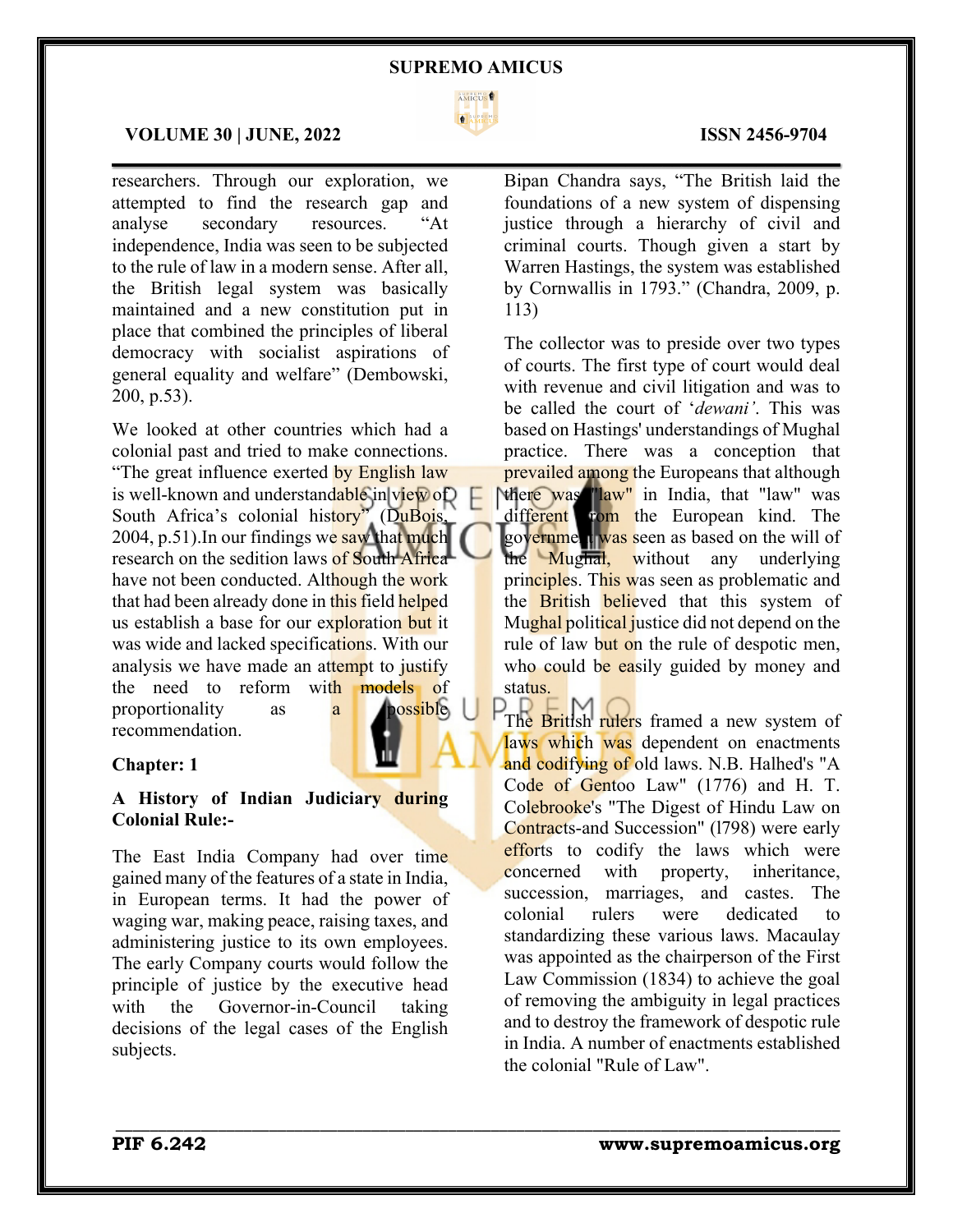researchers. Through our exploration, we attempted to find the research gap and analyse secondary resources. "At independence, India was seen to be subjected to the rule of law in a modern sense. After all, the British legal system was basically maintained and a new constitution put in place that combined the principles of liberal democracy with socialist aspirations of general equality and welfare" (Dembowski, 200, p.53).

We looked at other countries which had a colonial past and tried to make connections. "The great influence exerted by English law is well-known and understandable in view of South Africa's colonial history" (DuBois, 2004, p.51).In our findings we saw that much research on the sedition laws of South Africa have not been conducted. Although the work that had been already done in this field helped us establish a base for our exploration but it was wide and lacked specifications. With our analysis we have made an attempt to justify the need to reform with models of proportionality as a possible recommendation.

## Chapter: 1

### A History of Indian Judiciary during Colonial Rule:-

The East India Company had over time gained many of the features of a state in India, in European terms. It had the power of waging war, making peace, raising taxes, and administering justice to its own employees. The early Company courts would follow the principle of justice by the executive head with the Governor-in-Council taking decisions of the legal cases of the English subjects.

Bipan Chandra says, "The British laid the foundations of a new system of dispensing justice through a hierarchy of civil and criminal courts. Though given a start by Warren Hastings, the system was established by Cornwallis in 1793." (Chandra, 2009, p. 113)

The collector was to preside over two types of courts. The first type of court would deal with revenue and civil litigation and was to be called the court of '*dewani'*. This was based on Hastings' understandings of Mughal practice. There was a conception that prevailed among the Europeans that although there was "law" in India, that "law" was different from the European kind. The government was seen as based on the will of the Mughal, without any underlying principles. This was seen as problematic and the British believed that this system of Mughal political justice did not depend on the rule of law but on the rule of despotic men, who could be easily guided by money and status.

The British rulers framed a new system of laws which was dependent on enactments and codifying of old laws. N.B. Halhed's "A Code of Gentoo Law" (1776) and H. T. Colebrooke's "The Digest of Hindu Law on Contracts-and Succession" (l798) were early efforts to codify the laws which were concerned with property, inheritance, succession, marriages, and castes. The colonial rulers were dedicated to standardizing these various laws. Macaulay was appointed as the chairperson of the First Law Commission (1834) to achieve the goal of removing the ambiguity in legal practices and to destroy the framework of despotic rule in India. A number of enactments established the colonial "Rule of Law".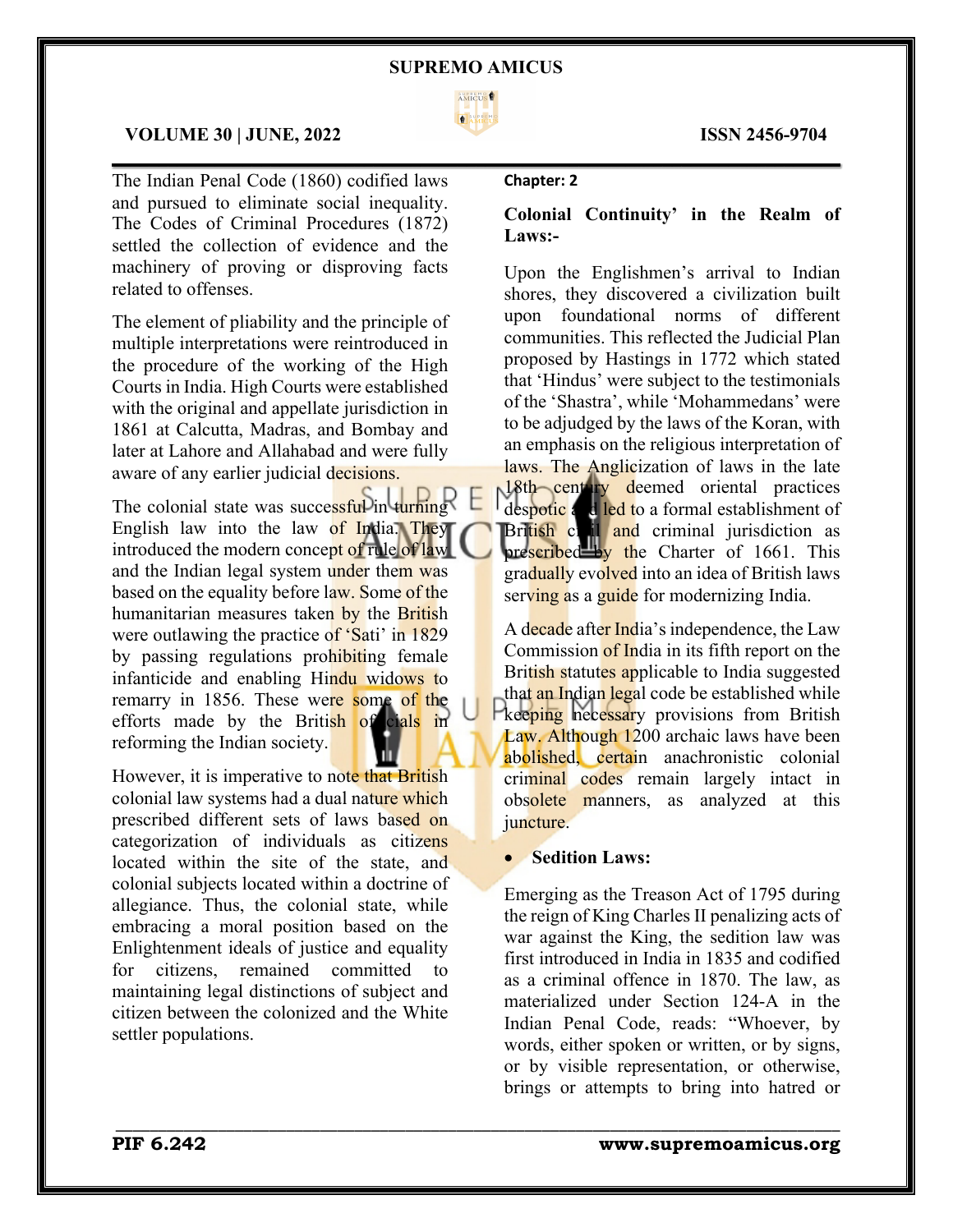The Indian Penal Code (1860) codified laws and pursued to eliminate social inequality. The Codes of Criminal Procedures (1872) settled the collection of evidence and the machinery of proving or disproving facts related to offenses.

The element of pliability and the principle of multiple interpretations were reintroduced in the procedure of the working of the High Courts in India. High Courts were established with the original and appellate jurisdiction in 1861 at Calcutta, Madras, and Bombay and later at Lahore and Allahabad and were fully aware of any earlier judicial decisions.

The colonial state was successful in turning English law into the law of India. They introduced the modern concept of rule of law and the Indian legal system under them was based on the equality before law. Some of the humanitarian measures taken by the British were outlawing the practice of 'Sati' in 1829 by passing regulations prohibiting female infanticide and enabling Hindu widows to remarry in 1856. These were some of the efforts made by the British officials in reforming the Indian society.

However, it is imperative to note that British colonial law systems had a dual nature which prescribed different sets of laws based on categorization of individuals as citizens located within the site of the state, and colonial subjects located within a doctrine of allegiance. Thus, the colonial state, while embracing a moral position based on the Enlightenment ideals of justice and equality for citizens, remained committed to maintaining legal distinctions of subject and citizen between the colonized and the White settler populations.

**Chapter: 2**

**Colonial Continuity' in the Realm of Laws:-**

Upon the Englishmen's arrival to Indian shores, they discovered a civilization built upon foundational norms of different communities. This reflected the Judicial Plan proposed by Hastings in 1772 which stated that 'Hindus' were subject to the testimonials of the 'Shastra', while 'Mohammedans' were to be adjudged by the laws of the Koran, with an emphasis on the religious interpretation of laws. The Anglicization of laws in the late 18th century deemed oriental practices despotic and led to a formal establishment of British civil and criminal jurisdiction as prescribed by the Charter of 1661. This gradually evolved into an idea of British laws serving as a guide for modernizing India.

A decade after India's independence, the Law Commission of India in its fifth report on the British statutes applicable to India suggested that an Indian legal code be established while keeping necessary provisions from British Law. Although 1200 archaic laws have been abolished, certain anachronistic colonial criminal codes remain largely intact in obsolete manners, as analyzed at this juncture.

- **Sedition Laws:**

Emerging as the Treason Act of 1795 during the reign of King Charles II penalizing acts of war against the King, the sedition law was first introduced in India in 1835 and codified as a criminal offence in 1870. The law, as materialized under Section 124-A in the Indian Penal Code, reads: "Whoever, by words, either spoken or written, or by signs, or by visible representation, or otherwise, brings or attempts to bring into hatred or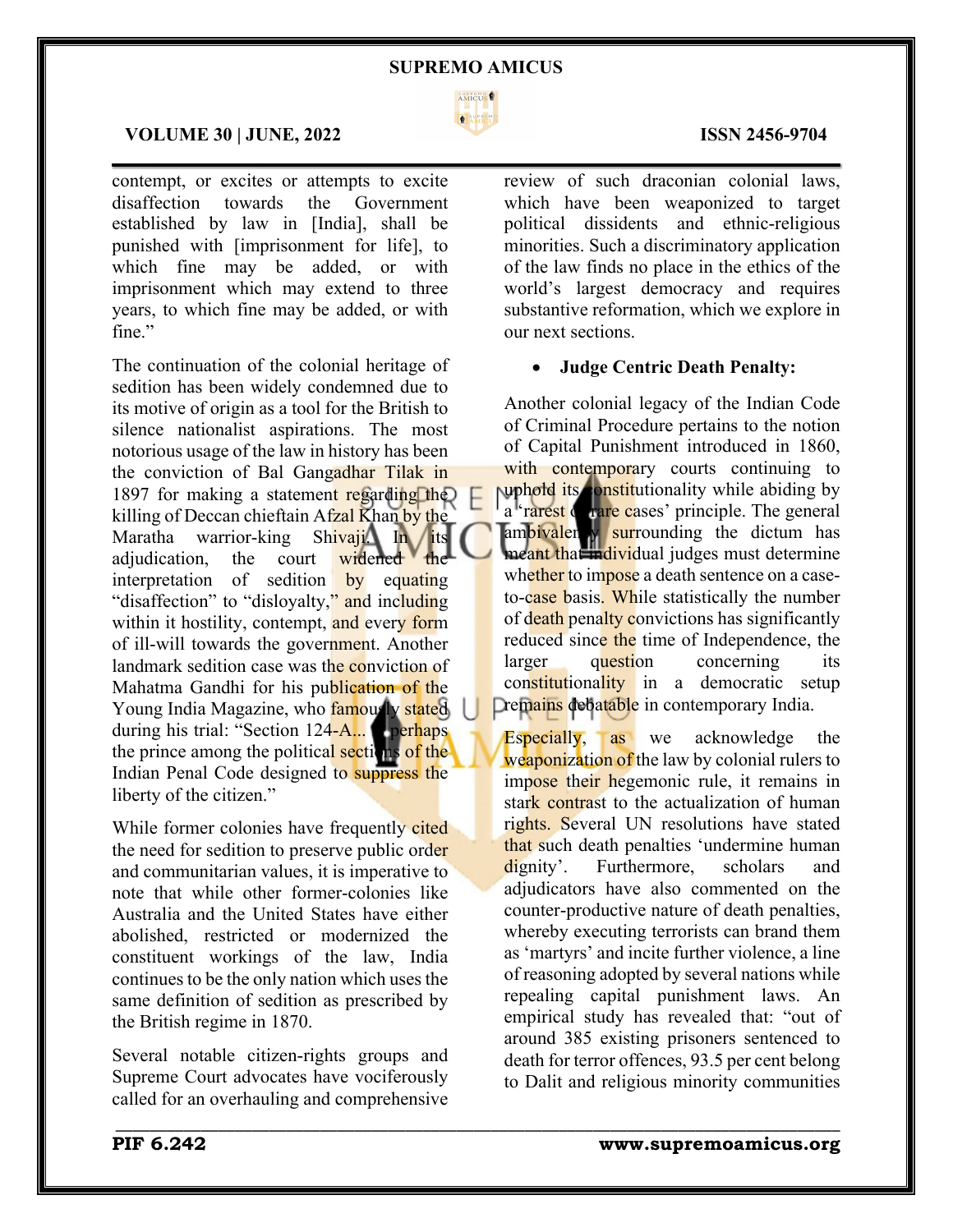contempt, or excites or attempts to excite disaffection towards the Government established by law in [India], shall be punished with [imprisonment for life], to which fine may be added, or with imprisonment which may extend to three years, to which fine may be added, or with fine."

The continuation of the colonial heritage of sedition has been widely condemned due to its motive of origin as a tool for the British to silence nationalist aspirations. The most notorious usage of the law in history has been the conviction of Bal Gangadhar Tilak in 1897 for making a statement regarding the killing of Deccan chieftain Afzal Khan by the Maratha warrior-king Shivaji. In its adjudication, the court widened the interpretation of sedition by equating "disaffection" to "disloyalty," and including within it hostility, contempt, and every form of ill-will towards the government. Another landmark sedition case was the conviction of Mahatma Gandhi for his publication of the Young India Magazine, who famously stated during his trial: "Section 124-A... is perhaps the prince among the political sections of the Indian Penal Code designed to suppress the liberty of the citizen."

While former colonies have frequently cited the need for sedition to preserve public order and communitarian values, it is imperative to note that while other former-colonies like Australia and the United States have either abolished, restricted or modernized the constituent workings of the law, India continues to be the only nation which uses the same definition of sedition as prescribed by the British regime in 1870.

Several notable citizen-rights groups and Supreme Court advocates have vociferously called for an overhauling and comprehensive review of such draconian colonial laws, which have been weaponized to target political dissidents and ethnic-religious minorities. Such a discriminatory application of the law finds no place in the ethics of the world's largest democracy and requires substantive reformation, which we explore in our next sections.

- **Judge Centric Death Penalty:**

Another colonial legacy of the Indian Code of Criminal Procedure pertains to the notion of Capital Punishment introduced in 1860, with contemporary courts continuing to uphold its constitutionality while abiding by a 'rarest of rare cases' principle. The general ambivalency surrounding the dictum has meant that individual judges must determine whether to impose a death sentence on a case-to-case basis. While statistically the number of death penalty convictions has significantly reduced since the time of Independence, the larger question concerning its constitutionality in a democratic setup remains debatable in contemporary India.

Especially, as we acknowledge the weaponization of the law by colonial rulers to impose their hegemonic rule, it remains in stark contrast to the actualization of human rights. Several UN resolutions have stated that such death penalties 'undermine human dignity'. Furthermore, scholars and adjudicators have also commented on the counter-productive nature of death penalties, whereby executing terrorists can brand them as 'martyrs' and incite further violence, a line of reasoning adopted by several nations while repealing capital punishment laws. An empirical study has revealed that: "out of around 385 existing prisoners sentenced to death for terror offences, 93.5 per cent belong to Dalit and religious minority communities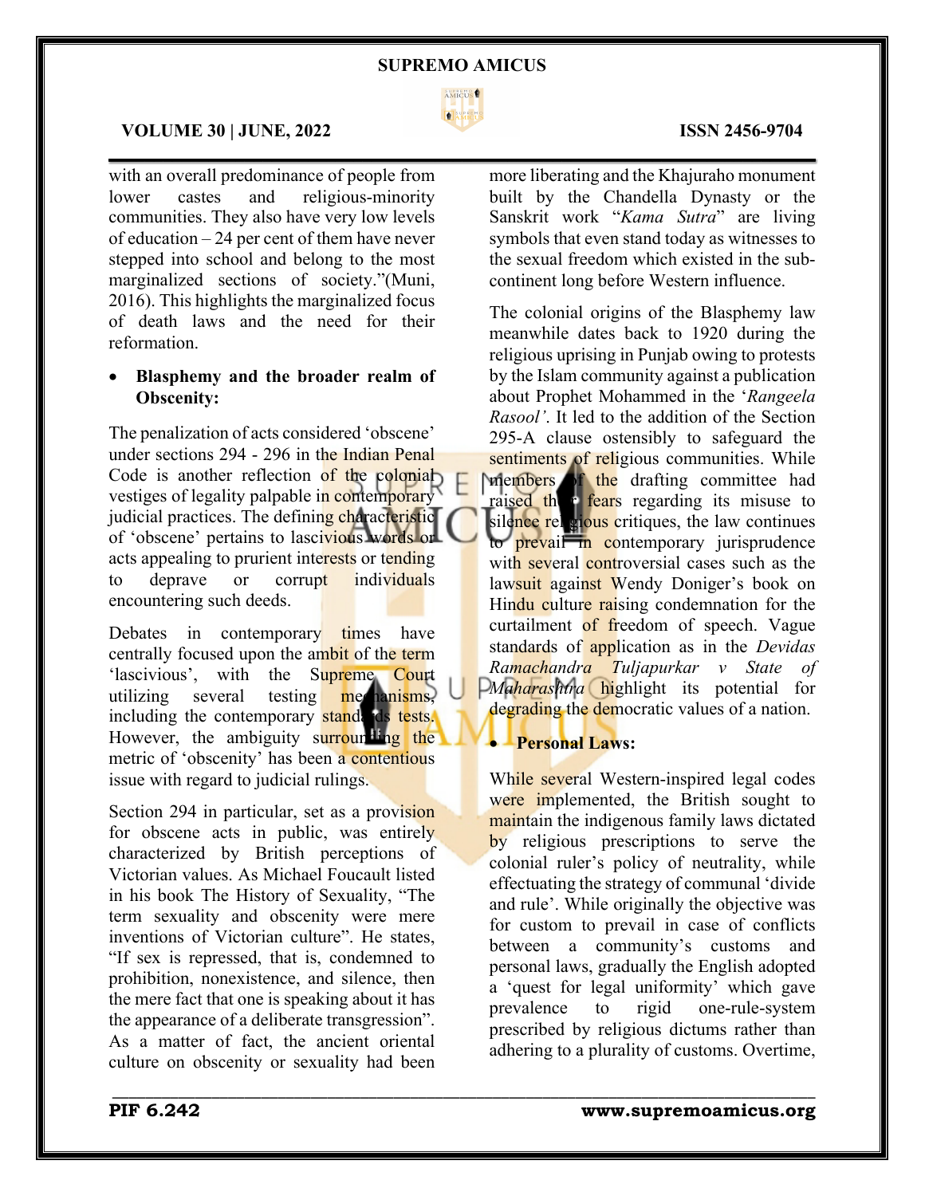with an overall predominance of people from lower castes and religious-minority communities. They also have very low levels of education – 24 per cent of them have never stepped into school and belong to the most marginalized sections of society."(Muni, 2016). This highlights the marginalized focus of death laws and the need for their reformation.

- **Blasphemy and the broader realm of Obscenity:**

The penalization of acts considered 'obscene' under sections 294 - 296 in the Indian Penal Code is another reflection of the colonial vestiges of legality palpable in contemporary judicial practices. The defining characteristic of 'obscene' pertains to lascivious words or acts appealing to prurient interests or tending to deprave or corrupt individuals encountering such deeds.

Debates in contemporary times have centrally focused upon the ambit of the term 'lascivious', with the Supreme Court utilizing several testing mechanisms, including the contemporary standards tests. However, the ambiguity surrounding the metric of 'obscenity' has been a contentious issue with regard to judicial rulings.

Section 294 in particular, set as a provision for obscene acts in public, was entirely characterized by British perceptions of Victorian values. As Michael Foucault listed in his book The History of Sexuality, "The term sexuality and obscenity were mere inventions of Victorian culture". He states, "If sex is repressed, that is, condemned to prohibition, nonexistence, and silence, then the mere fact that one is speaking about it has the appearance of a deliberate transgression". As a matter of fact, the ancient oriental culture on obscenity or sexuality had been more liberating and the Khajuraho monument built by the Chandella Dynasty or the Sanskrit work "*Kama Sutra*" are living symbols that even stand today as witnesses to the sexual freedom which existed in the sub-continent long before Western influence.

The colonial origins of the Blasphemy law meanwhile dates back to 1920 during the religious uprising in Punjab owing to protests by the Islam community against a publication about Prophet Mohammed in the '*Rangeela Rasool'*. It led to the addition of the Section 295-A clause ostensibly to safeguard the sentiments of religious communities. While members of the drafting committee had raised their fears regarding its misuse to silence religious critiques, the law continues to prevail in contemporary jurisprudence with several controversial cases such as the lawsuit against Wendy Doniger's book on Hindu culture raising condemnation for the curtailment of freedom of speech. Vague standards of application as in the *Devidas Ramachandra Tuljapurkar v State of Maharashtra* highlight its potential for degrading the democratic values of a nation.

- **Personal Laws:**

While several Western-inspired legal codes were implemented, the British sought to maintain the indigenous family laws dictated by religious prescriptions to serve the colonial ruler's policy of neutrality, while effectuating the strategy of communal 'divide and rule'. While originally the objective was for custom to prevail in case of conflicts between a community's customs and personal laws, gradually the English adopted a 'quest for legal uniformity' which gave prevalence to rigid one-rule-system prescribed by religious dictums rather than adhering to a plurality of customs. Overtime,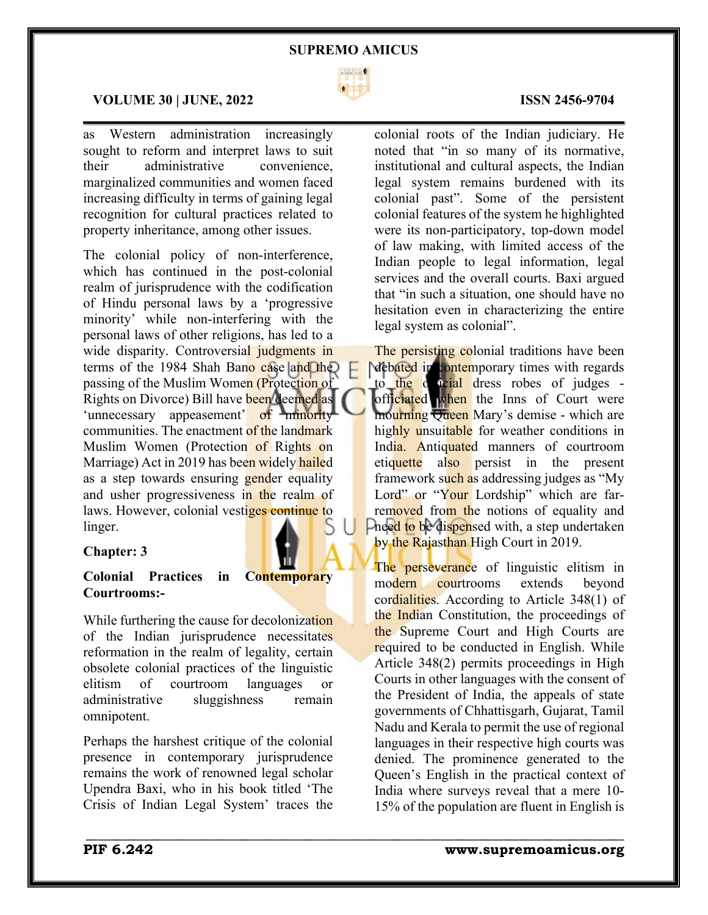as Western administration increasingly sought to reform and interpret laws to suit their administrative convenience, marginalized communities and women faced increasing difficulty in terms of gaining legal recognition for cultural practices related to property inheritance, among other issues.

The colonial policy of non-interference, which has continued in the post-colonial realm of jurisprudence with the codification of Hindu personal laws by a 'progressive minority' while non-interfering with the personal laws of other religions, has led to a wide disparity. Controversial judgments in terms of the 1984 Shah Bano case and the passing of the Muslim Women (Protection of Rights on Divorce) Bill have been deemed as 'unnecessary appeasement' of minority communities. The enactment of the landmark Muslim Women (Protection of Rights on Marriage) Act in 2019 has been widely hailed as a step towards ensuring gender equality and usher progressiveness in the realm of laws. However, colonial vestiges continue to linger.

## Chapter: 3

### Colonial Practices in Contemporary Courtrooms:-

While furthering the cause for decolonization of the Indian jurisprudence necessitates reformation in the realm of legality, certain obsolete colonial practices of the linguistic elitism of courtroom languages or administrative sluggishness remain omnipotent.

Perhaps the harshest critique of the colonial presence in contemporary jurisprudence remains the work of renowned legal scholar Upendra Baxi, who in his book titled 'The Crisis of Indian Legal System' traces the colonial roots of the Indian judiciary. He noted that "in so many of its normative, institutional and cultural aspects, the Indian legal system remains burdened with its colonial past". Some of the persistent colonial features of the system he highlighted were its non-participatory, top-down model of law making, with limited access of the Indian people to legal information, legal services and the overall courts. Baxi argued that "in such a situation, one should have no hesitation even in characterizing the entire legal system as colonial".

The persisting colonial traditions have been debated in contemporary times with regards to the official dress robes of judges - officiated when the Inns of Court were mourning Queen Mary's demise - which are highly unsuitable for weather conditions in India. Antiquated manners of courtroom etiquette also persist in the present framework such as addressing judges as "My Lord" or "Your Lordship" which are far-removed from the notions of equality and need to be dispensed with, a step undertaken by the Rajasthan High Court in 2019.

The perseverance of linguistic elitism in modern courtrooms extends beyond cordialities. According to Article 348(1) of the Indian Constitution, the proceedings of the Supreme Court and High Courts are required to be conducted in English. While Article 348(2) permits proceedings in High Courts in other languages with the consent of the President of India, the appeals of state governments of Chhattisgarh, Gujarat, Tamil Nadu and Kerala to permit the use of regional languages in their respective high courts was denied. The prominence generated to the Queen's English in the practical context of India where surveys reveal that a mere 10-15% of the population are fluent in English is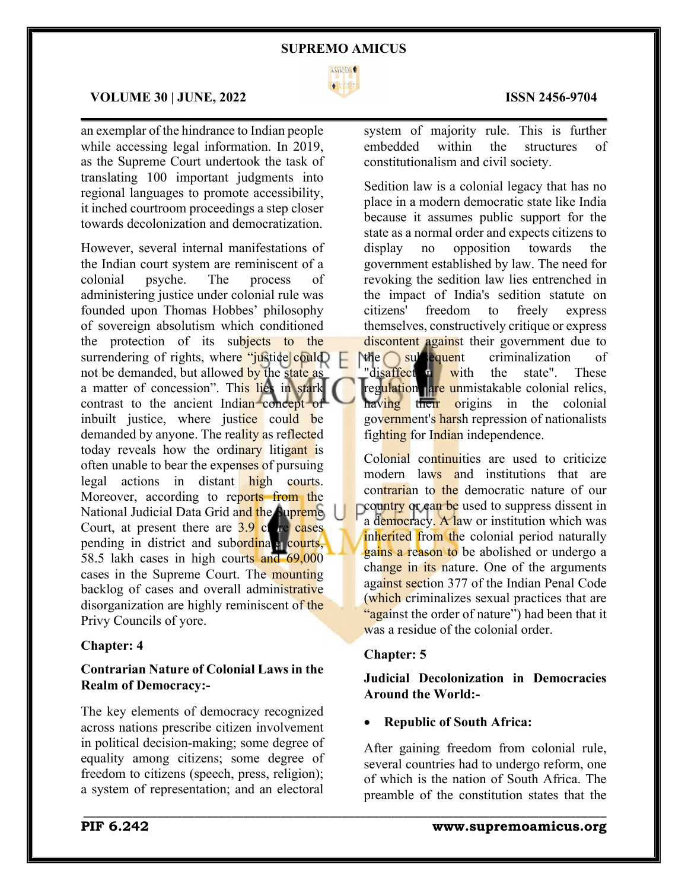an exemplar of the hindrance to Indian people while accessing legal information. In 2019, as the Supreme Court undertook the task of translating 100 important judgments into regional languages to promote accessibility, it inched courtroom proceedings a step closer towards decolonization and democratization.

However, several internal manifestations of the Indian court system are reminiscent of a colonial psyche. The process of administering justice under colonial rule was founded upon Thomas Hobbes' philosophy of sovereign absolutism which conditioned the protection of its subjects to the surrendering of rights, where "justice could not be demanded, but allowed by the state as a matter of concession". This lies in stark contrast to the ancient Indian concept of inbuilt justice, where justice could be demanded by anyone. The reality as reflected today reveals how the ordinary litigant is often unable to bear the expenses of pursuing legal actions in distant high courts. Moreover, according to reports from the National Judicial Data Grid and the Supreme Court, at present there are 3.9 crore cases pending in district and subordinate courts, 58.5 lakh cases in high courts and 69,000 cases in the Supreme Court. The mounting backlog of cases and overall administrative disorganization are highly reminiscent of the Privy Councils of yore.

**Chapter: 4**

**Contrarian Nature of Colonial Laws in the Realm of Democracy:-**

The key elements of democracy recognized across nations prescribe citizen involvement in political decision-making; some degree of equality among citizens; some degree of freedom to citizens (speech, press, religion); a system of representation; and an electoral system of majority rule. This is further embedded within the structures of constitutionalism and civil society.

Sedition law is a colonial legacy that has no place in a modern democratic state like India because it assumes public support for the state as a normal order and expects citizens to display no opposition towards the government established by law. The need for revoking the sedition law lies entrenched in the impact of India's sedition statute on citizens' freedom to freely express themselves, constructively critique or express discontent against their government due to the subsequent criminalization of "disaffection with the state". These regulations are unmistakable colonial relics, having their origins in the colonial government's harsh repression of nationalists fighting for Indian independence.

Colonial continuities are used to criticize modern laws and institutions that are contrarian to the democratic nature of our country or can be used to suppress dissent in a democracy. A law or institution which was inherited from the colonial period naturally gains a reason to be abolished or undergo a change in its nature. One of the arguments against section 377 of the Indian Penal Code (which criminalizes sexual practices that are "against the order of nature") had been that it was a residue of the colonial order.

**Chapter: 5**

**Judicial Decolonization in Democracies Around the World:-**

- **Republic of South Africa:**

After gaining freedom from colonial rule, several countries had to undergo reform, one of which is the nation of South Africa. The preamble of the constitution states that the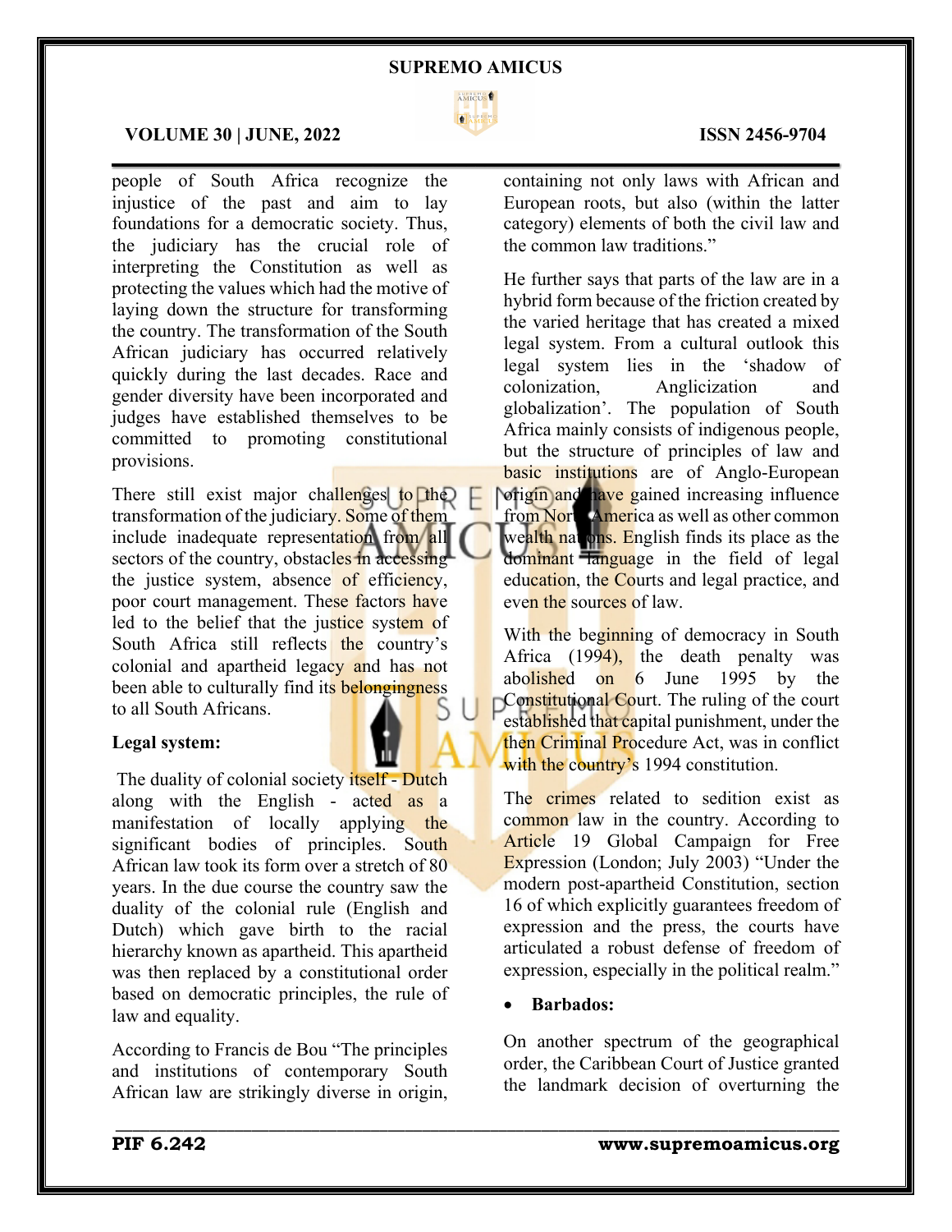people of South Africa recognize the injustice of the past and aim to lay foundations for a democratic society. Thus, the judiciary has the crucial role of interpreting the Constitution as well as protecting the values which had the motive of laying down the structure for transforming the country. The transformation of the South African judiciary has occurred relatively quickly during the last decades. Race and gender diversity have been incorporated and judges have established themselves to be committed to promoting constitutional provisions.

There still exist major challenges to the transformation of the judiciary. Some of them include inadequate representation from all sectors of the country, obstacles in accessing the justice system, absence of efficiency, poor court management. These factors have led to the belief that the justice system of South Africa still reflects the country's colonial and apartheid legacy and has not been able to culturally find its belongingness to all South Africans.

**Legal system:**

The duality of colonial society itself - Dutch along with the English - acted as a manifestation of locally applying the significant bodies of principles. South African law took its form over a stretch of 80 years. In the due course the country saw the duality of the colonial rule (English and Dutch) which gave birth to the racial hierarchy known as apartheid. This apartheid was then replaced by a constitutional order based on democratic principles, the rule of law and equality.

According to Francis de Bou "The principles and institutions of contemporary South African law are strikingly diverse in origin, containing not only laws with African and European roots, but also (within the latter category) elements of both the civil law and the common law traditions."

He further says that parts of the law are in a hybrid form because of the friction created by the varied heritage that has created a mixed legal system. From a cultural outlook this legal system lies in the 'shadow of colonization, Anglicization and globalization'. The population of South Africa mainly consists of indigenous people, but the structure of principles of law and basic institutions are of Anglo-European origin and have gained increasing influence from North America as well as other common wealth nations. English finds its place as the dominant language in the field of legal education, the Courts and legal practice, and even the sources of law.

With the beginning of democracy in South Africa (1994), the death penalty was abolished on 6 June 1995 by the Constitutional Court. The ruling of the court established that capital punishment, under the then Criminal Procedure Act, was in conflict with the country's 1994 constitution.

The crimes related to sedition exist as common law in the country. According to Article 19 Global Campaign for Free Expression (London; July 2003) "Under the modern post-apartheid Constitution, section 16 of which explicitly guarantees freedom of expression and the press, the courts have articulated a robust defense of freedom of expression, especially in the political realm."

- **Barbados:**

On another spectrum of the geographical order, the Caribbean Court of Justice granted the landmark decision of overturning the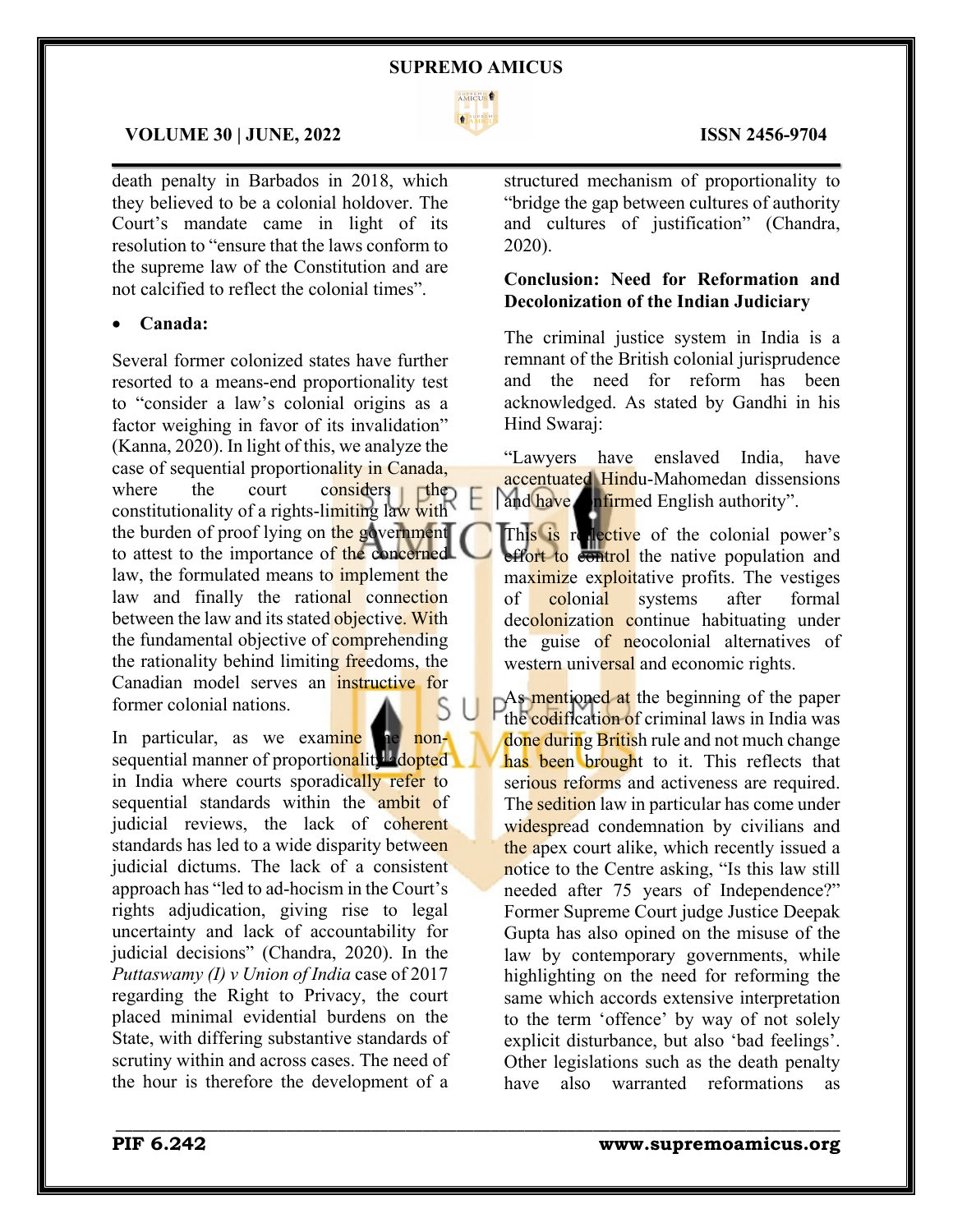death penalty in Barbados in 2018, which they believed to be a colonial holdover. The Court's mandate came in light of its resolution to "ensure that the laws conform to the supreme law of the Constitution and are not calcified to reflect the colonial times".

- **Canada:**

Several former colonized states have further resorted to a means-end proportionality test to "consider a law's colonial origins as a factor weighing in favor of its invalidation" (Kanna, 2020). In light of this, we analyze the case of sequential proportionality in Canada, where the court considers the constitutionality of a rights-limiting law with the burden of proof lying on the government to attest to the importance of the concerned law, the formulated means to implement the law and finally the rational connection between the law and its stated objective. With the fundamental objective of comprehending the rationality behind limiting freedoms, the Canadian model serves an instructive for former colonial nations.

In particular, as we examine the non-sequential manner of proportionality adopted in India where courts sporadically refer to sequential standards within the ambit of judicial reviews, the lack of coherent standards has led to a wide disparity between judicial dictums. The lack of a consistent approach has "led to ad-hocism in the Court's rights adjudication, giving rise to legal uncertainty and lack of accountability for judicial decisions" (Chandra, 2020). In the *Puttaswamy (I) v Union of India* case of 2017 regarding the Right to Privacy, the court placed minimal evidential burdens on the State, with differing substantive standards of scrutiny within and across cases. The need of the hour is therefore the development of a structured mechanism of proportionality to "bridge the gap between cultures of authority and cultures of justification" (Chandra, 2020).

**Conclusion: Need for Reformation and Decolonization of the Indian Judiciary**

The criminal justice system in India is a remnant of the British colonial jurisprudence and the need for reform has been acknowledged. As stated by Gandhi in his Hind Swaraj:

"Lawyers have enslaved India, have accentuated Hindu-Mahomedan dissensions and have confirmed English authority".

This is reflective of the colonial power's effort to control the native population and maximize exploitative profits. The vestiges of colonial systems after formal decolonization continue habituating under the guise of neocolonial alternatives of western universal and economic rights.

As mentioned at the beginning of the paper the codification of criminal laws in India was done during British rule and not much change has been brought to it. This reflects that serious reforms and activeness are required. The sedition law in particular has come under widespread condemnation by civilians and the apex court alike, which recently issued a notice to the Centre asking, "Is this law still needed after 75 years of Independence?" Former Supreme Court judge Justice Deepak Gupta has also opined on the misuse of the law by contemporary governments, while highlighting on the need for reforming the same which accords extensive interpretation to the term 'offence' by way of not solely explicit disturbance, but also 'bad feelings'. Other legislations such as the death penalty have also warranted reformations as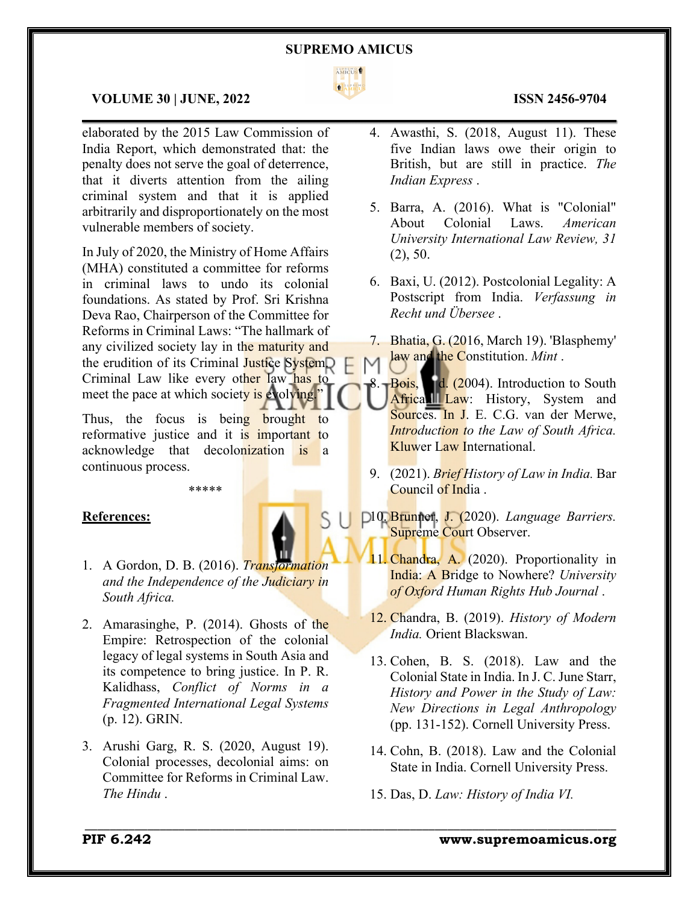elaborated by the 2015 Law Commission of India Report, which demonstrated that: the penalty does not serve the goal of deterrence, that it diverts attention from the ailing criminal system and that it is applied arbitrarily and disproportionately on the most vulnerable members of society.

In July of 2020, the Ministry of Home Affairs (MHA) constituted a committee for reforms in criminal laws to undo its colonial foundations. As stated by Prof. Sri Krishna Deva Rao, Chairperson of the Committee for Reforms in Criminal Laws: "The hallmark of any civilized society lay in the maturity and the erudition of its Criminal Justice System. Criminal Law like every other law has to meet the pace at which society is evolving."

Thus, the focus is being brought to reformative justice and it is important to acknowledge that decolonization is a continuous process.

*****

**References:**

1. A Gordon, D. B. (2016). *Transformation and the Independence of the Judiciary in South Africa.*
2. Amarasinghe, P. (2014). Ghosts of the Empire: Retrospection of the colonial legacy of legal systems in South Asia and its competence to bring justice. In P. R. Kalidhass, *Conflict of Norms in a Fragmented International Legal Systems* (p. 12). GRIN.
3. Arushi Garg, R. S. (2020, August 19). Colonial processes, decolonial aims: on Committee for Reforms in Criminal Law. *The Hindu* .
4. Awasthi, S. (2018, August 11). These five Indian laws owe their origin to British, but are still in practice. *The Indian Express* .
5. Barra, A. (2016). What is "Colonial" About Colonial Laws. *American University International Law Review, 31* (2), 50.
6. Baxi, U. (2012). Postcolonial Legality: A Postscript from India. *Verfassung in Recht und Übersee* .
7. Bhatia, G. (2016, March 19). 'Blasphemy' law and the Constitution. *Mint* .
8. Bois, F. d. (2004). Introduction to South African Law: History, System and Sources. In J. E. C.G. van der Merwe, *Introduction to the Law of South Africa.* Kluwer Law International.
9. (2021). *Brief History of Law in India.* Bar Council of India .
10. Brunner, J. (2020). *Language Barriers.* Supreme Court Observer.
11. Chandra, A. (2020). Proportionality in India: A Bridge to Nowhere? *University of Oxford Human Rights Hub Journal* .
12. Chandra, B. (2019). *History of Modern India.* Orient Blackswan.
13. Cohen, B. S. (2018). Law and the Colonial State in India. In J. C. June Starr, *History and Power in the Study of Law: New Directions in Legal Anthropology* (pp. 131-152). Cornell University Press.
14. Cohn, B. (2018). Law and the Colonial State in India. Cornell University Press.
15. Das, D. *Law: History of India VI.*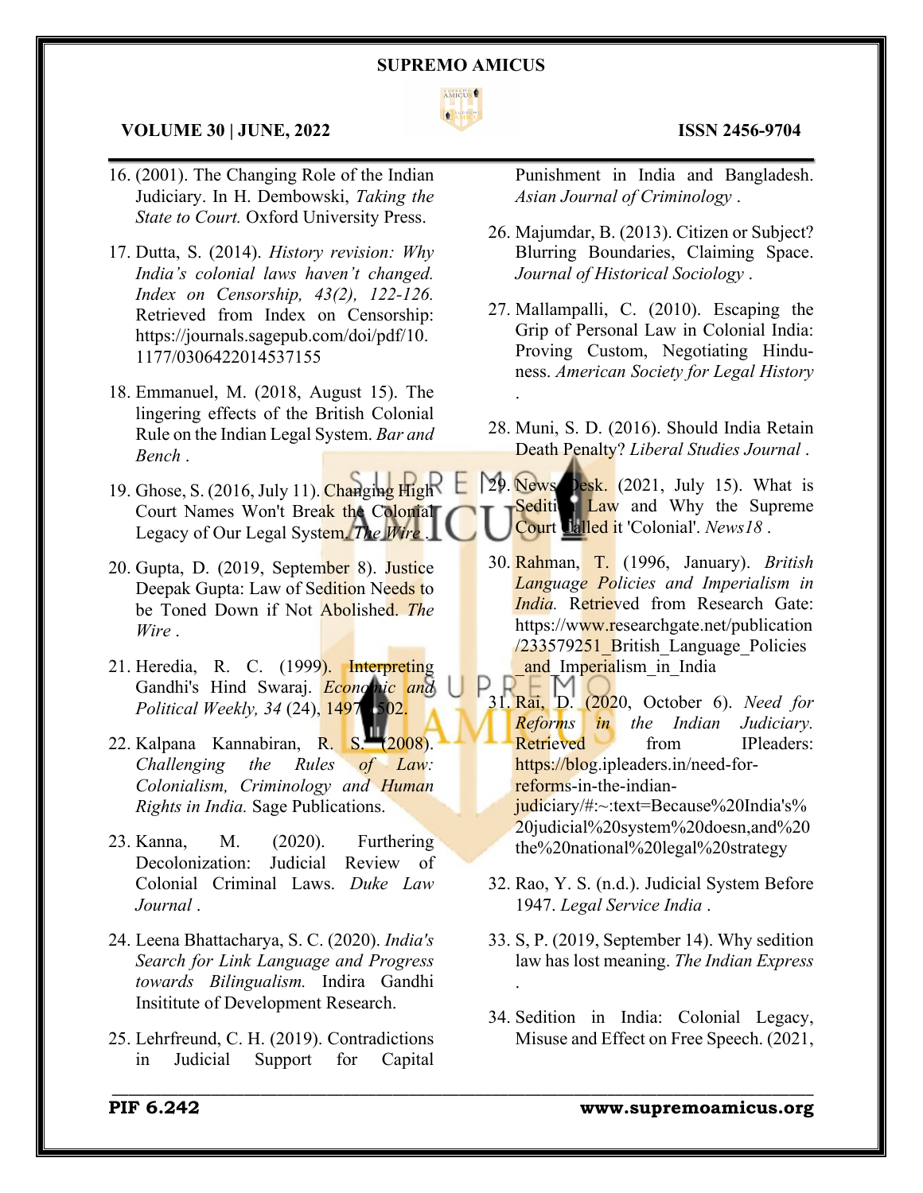16. (2001). The Changing Role of the Indian Judiciary. In H. Dembowski, *Taking the State to Court.* Oxford University Press.

17. Dutta, S. (2014). *History revision: Why India's colonial laws haven't changed. Index on Censorship, 43(2), 122-126.* Retrieved from Index on Censorship: https://journals.sagepub.com/doi/pdf/10.1177/0306422014537155

18. Emmanuel, M. (2018, August 15). The lingering effects of the British Colonial Rule on the Indian Legal System. *Bar and Bench* .

19. Ghose, S. (2016, July 11). Changing High Court Names Won't Break the Colonial Legacy of Our Legal System. *The Wire* .

20. Gupta, D. (2019, September 8). Justice Deepak Gupta: Law of Sedition Needs to be Toned Down if Not Abolished. *The Wire* .

21. Heredia, R. C. (1999). Interpreting Gandhi's Hind Swaraj. *Economic and Political Weekly, 34* (24), 1497-1502.

22. Kalpana Kannabiran, R. S. (2008). *Challenging the Rules of Law: Colonialism, Criminology and Human Rights in India.* Sage Publications.

23. Kanna, M. (2020). Furthering Decolonization: Judicial Review of Colonial Criminal Laws. *Duke Law Journal* .

24. Leena Bhattacharya, S. C. (2020). *India's Search for Link Language and Progress towards Bilingualism.* Indira Gandhi Insititute of Development Research.

25. Lehrfreund, C. H. (2019). Contradictions in Judicial Support for Capital Punishment in India and Bangladesh. *Asian Journal of Criminology* .

26. Majumdar, B. (2013). Citizen or Subject? Blurring Boundaries, Claiming Space. *Journal of Historical Sociology* .

27. Mallampalli, C. (2010). Escaping the Grip of Personal Law in Colonial India: Proving Custom, Negotiating Hinduness. *American Society for Legal History* .

28. Muni, S. D. (2016). Should India Retain Death Penalty? *Liberal Studies Journal* .

29. News Desk. (2021, July 15). What is Sedition Law and Why the Supreme Court Called it 'Colonial'. *News18* .

30. Rahman, T. (1996, January). *British Language Policies and Imperialism in India.* Retrieved from Research Gate: https://www.researchgate.net/publication/233579251_British_Language_Policies_and_Imperialism_in_India

31. Rai, D. (2020, October 6). *Need for Reforms in the Indian Judiciary.* Retrieved from IPleaders: https://blog.ipleaders.in/need-for-reforms-in-the-indian-judiciary/#:~:text=Because%20India's%20judicial%20system%20doesn,and%20the%20national%20legal%20strategy

32. Rao, Y. S. (n.d.). Judicial System Before 1947. *Legal Service India* .

33. S, P. (2019, September 14). Why sedition law has lost meaning. *The Indian Express* .

34. Sedition in India: Colonial Legacy, Misuse and Effect on Free Speech. (2021,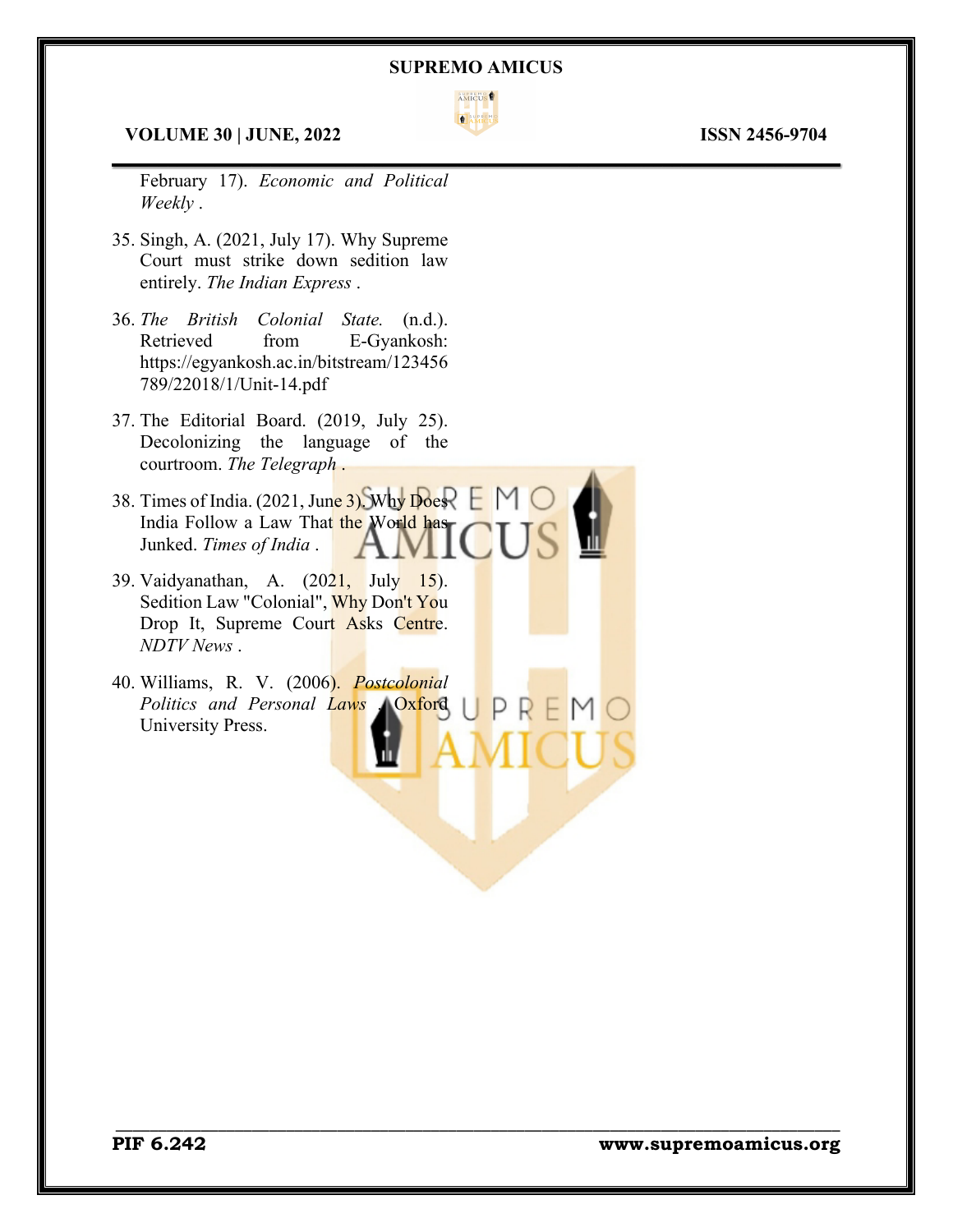February 17). *Economic and Political Weekly* .

35. Singh, A. (2021, July 17). Why Supreme Court must strike down sedition law entirely. *The Indian Express* .

36. *The British Colonial State.* (n.d.). Retrieved from E-Gyankosh: https://egyankosh.ac.in/bitstream/123456789/22018/1/Unit-14.pdf

37. The Editorial Board. (2019, July 25). Decolonizing the language of the courtroom. *The Telegraph* .

38. Times of India. (2021, June 3). Why Does India Follow a Law That the World has Junked. *Times of India* .

39. Vaidyanathan, A. (2021, July 15). Sedition Law "Colonial", Why Don't You Drop It, Supreme Court Asks Centre. *NDTV News* .

40. Williams, R. V. (2006). *Postcolonial Politics and Personal Laws* . Oxford University Press.